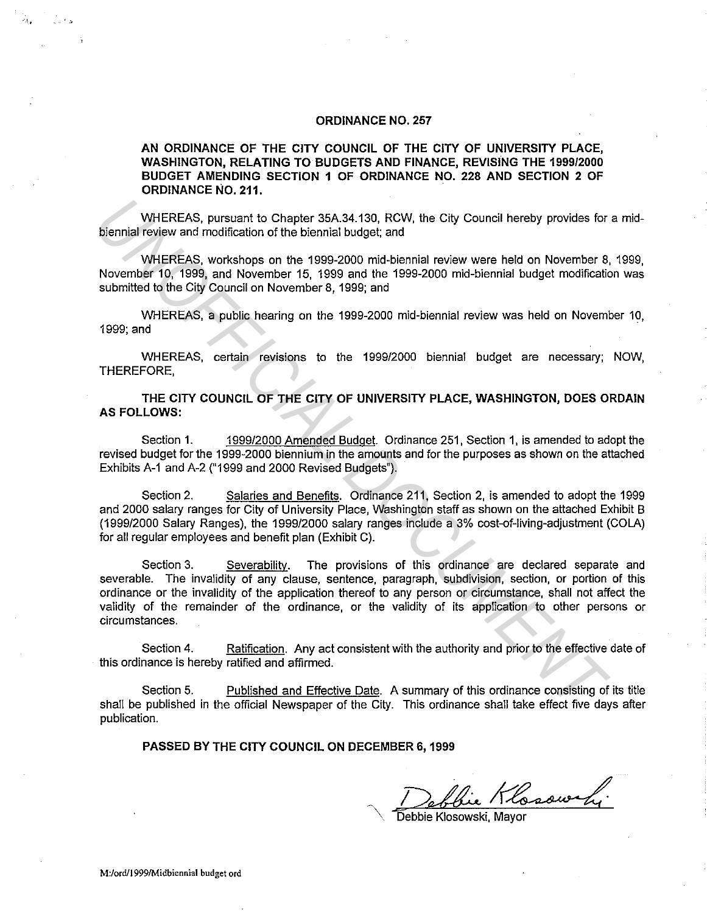# ORDINANCE NO. 257

**AN ORDINANCE OF THE CITY COUNCIL OF THE CITY OF UNIVERSITY PLACE, WASHINGTON, RELATING TO BUDGETS AND FINANCE, REVISING THE 1999/2000 BUDGET AMENDING SECTION 1 OF ORDINANCE NO. 228 AND SECTION 2 OF ORDINANCE NO. 211.**

WHEREAS, pursuant to Chapter 35A.34.130, RCW, the City Council hereby provides for a mid-biennial review and modification of the biennial budget; and

WHEREAS, workshops on the 1999-2000 mid-biennial review were held on November 8, 1999, November 10, 1999, and November 15, 1999 and the 1999-2000 mid-biennial budget modification was submitted to the City Council on November 8, 1999; and

WHEREAS, a public hearing on the 1999-2000 mid-biennial review was held on November 10, 1999; and

WHEREAS, certain revisions to the 1999/2000 biennial budget are necessary; NOW, THEREFORE,

**THE CITY COUNCIL OF THE CITY OF UNIVERSITY PLACE, WASHINGTON, DOES ORDAIN AS FOLLOWS:**

Section 1. 1999/2000 Amended Budget. Ordinance 251, Section 1, is amended to adopt the revised budget for the 1999-2000 biennium in the amounts and for the purposes as shown on the attached Exhibits A-1 and A-2 ("1999 and 2000 Revised Budgets").

Section 2. Salaries and Benefits. Ordinance 211, Section 2, is amended to adopt the 1999 and 2000 salary ranges for City of University Place, Washington staff as shown on the attached Exhibit B (1999/2000 Salary Ranges), the 1999/2000 salary ranges include a 3% cost-of-living-adjustment (COLA) for all regular employees and benefit plan (Exhibit C).

Section 3. Severability. The provisions of this ordinance are declared separate and severable. The invalidity of any clause, sentence, paragraph, subdivision, section, or portion of this ordinance or the invalidity of the application thereof to any person or circumstance, shall not affect the validity of the remainder of the ordinance, or the validity of its application to other persons or circumstances.

Section 4. Ratification. Any act consistent with the authority and prior to the effective date of this ordinance is hereby ratified and affirmed.

Section 5. Published and Effective Date. A summary of this ordinance consisting of its title shall be published in the official Newspaper of the City. This ordinance shall take effect five days after publication.

**PASSED BY THE CITY COUNCIL ON DECEMBER 6, 1999**

Debbie Klosowski

Debbie Klosowski, Mayor

M:/ord/1999/Midbiennial budget ord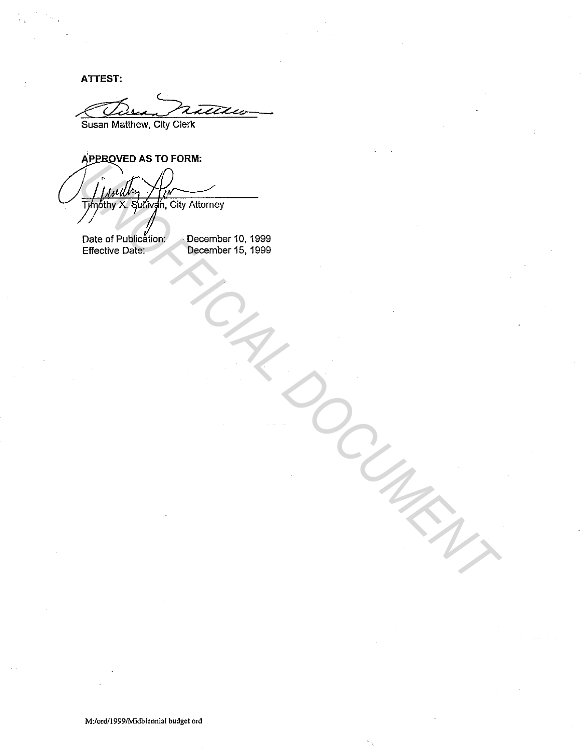**ATTEST:**

Susan Matthew, City Clerk

**APPROVED AS TO FORM:**

Timothy X. Sullivan, City Attorney

Date of Publication: December 10, 1999
Effective Date: December 15, 1999

M:/ord/1999/Midbiennial budget ord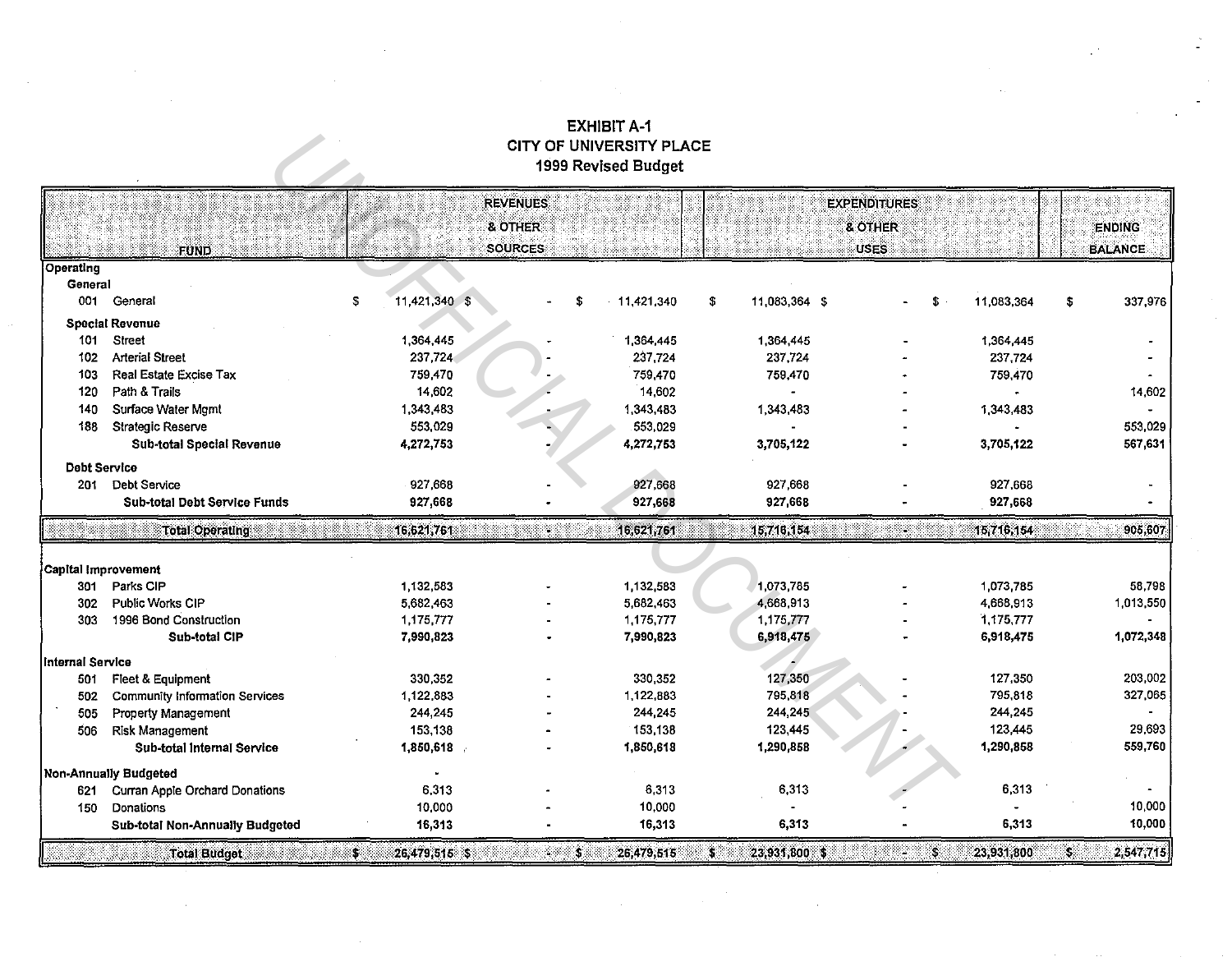# EXHIBIT A-1
## CITY OF UNIVERSITY PLACE
### 1999 Revised Budget

| FUND | REVENUES & OTHER SOURCES | | | EXPENDITURES & OTHER USES | | | ENDING BALANCE |
|---|---|---|---|---|---|---|---|
| **Operating** | | | | | | | |
| **General** | | | | | | | |
| 001 General | $ 11,421,340 | $ - | $ 11,421,340 | $ 11,083,364 | $ - | $ 11,083,364 | $ 337,976 |
| **Special Revenue** | | | | | | | |
| 101 Street | 1,364,445 | - | 1,364,445 | 1,364,445 | - | 1,364,445 | - |
| 102 Arterial Street | 237,724 | - | 237,724 | 237,724 | - | 237,724 | - |
| 103 Real Estate Excise Tax | 759,470 | - | 759,470 | 759,470 | - | 759,470 | - |
| 120 Path & Trails | 14,602 | - | 14,602 | - | - | - | 14,602 |
| 140 Surface Water Mgmt | 1,343,483 | - | 1,343,483 | 1,343,483 | - | 1,343,483 | - |
| 188 Strategic Reserve | 553,029 | - | 553,029 | - | - | - | 553,029 |
| **Sub-total Special Revenue** | **4,272,753** | **-** | **4,272,753** | **3,705,122** | **-** | **3,705,122** | **567,631** |
| **Debt Service** | | | | | | | |
| 201 Debt Service | 927,668 | - | 927,668 | 927,668 | - | 927,668 | - |
| **Sub-total Debt Service Funds** | **927,668** | **-** | **927,668** | **927,668** | **-** | **927,668** | **-** |
| **Total Operating** | **16,621,761** | **-** | **16,621,761** | **15,716,154** | **-** | **15,716,154** | **905,607** |
| **Capital Improvement** | | | | | | | |
| 301 Parks CIP | 1,132,583 | - | 1,132,583 | 1,073,785 | - | 1,073,785 | 58,798 |
| 302 Public Works CIP | 5,682,463 | - | 5,682,463 | 4,668,913 | - | 4,668,913 | 1,013,550 |
| 303 1996 Bond Construction | 1,175,777 | - | 1,175,777 | 1,175,777 | - | 1,175,777 | - |
| **Sub-total CIP** | **7,990,823** | **-** | **7,990,823** | **6,918,475** | **-** | **6,918,475** | **1,072,348** |
| **Internal Service** | | | | - | | | |
| 501 Fleet & Equipment | 330,352 | - | 330,352 | 127,350 | - | 127,350 | 203,002 |
| 502 Community Information Services | 1,122,883 | - | 1,122,883 | 795,818 | - | 795,818 | 327,065 |
| 505 Property Management | 244,245 | - | 244,245 | 244,245 | - | 244,245 | - |
| 506 Risk Management | 153,138 | - | 153,138 | 123,445 | - | 123,445 | 29,693 |
| **Sub-total Internal Service** | **1,850,618** | **-** | **1,850,618** | **1,290,858** | **-** | **1,290,858** | **559,760** |
| **Non-Annually Budgeted** | - | | | | | | |
| 621 Curran Apple Orchard Donations | 6,313 | - | 6,313 | 6,313 | - | 6,313 | - |
| 150 Donations | 10,000 | - | 10,000 | - | - | - | 10,000 |
| **Sub-total Non-Annually Budgeted** | **16,313** | **-** | **16,313** | **6,313** | **-** | **6,313** | **10,000** |
| **Total Budget** | **$ 26,479,515** | **$ -** | **$ 26,479,515** | **$ 23,931,800** | **$ -** | **$ 23,931,800** | **$ 2,547,715** |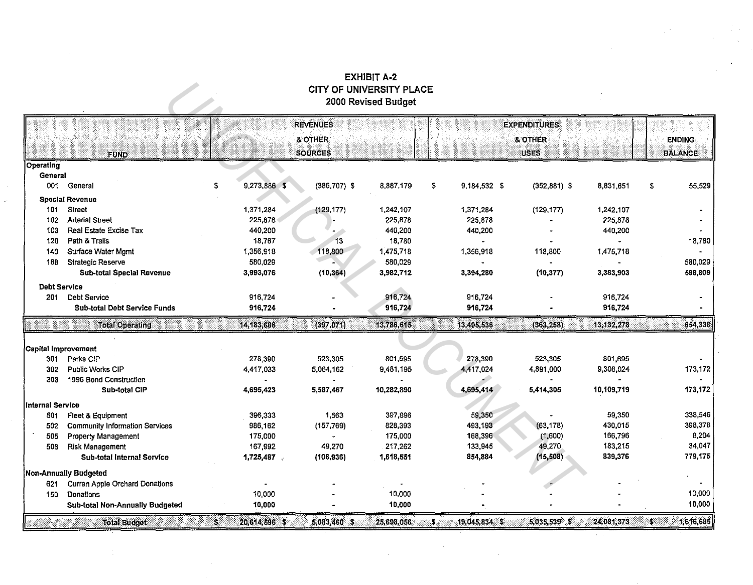# EXHIBIT A-2
## CITY OF UNIVERSITY PLACE
### 2000 Revised Budget

| FUND | | REVENUES & OTHER SOURCES | | | EXPENDITURES & OTHER USES | | | ENDING BALANCE |
|---|---|---|---|---|---|---|---|---|
| **Operating** | | | | | | | | |
| **General** | | | | | | | | |
| 001 | General | $ 9,273,886 | $ (386,707) | $ 8,887,179 | $ 9,184,532 | $ (352,881) | $ 8,831,651 | $ 55,529 |
| **Special Revenue** | | | | | | | | |
| 101 | Street | 1,371,284 | (129,177) | 1,242,107 | 1,371,284 | (129,177) | 1,242,107 | - |
| 102 | Arterial Street | 225,878 | - | 225,878 | 225,878 | - | 225,878 | - |
| 103 | Real Estate Excise Tax | 440,200 | - | 440,200 | 440,200 | - | 440,200 | - |
| 120 | Path & Trails | 18,767 | 13 | 18,780 | - | - | - | 18,780 |
| 140 | Surface Water Mgmt | 1,356,918 | 118,800 | 1,475,718 | 1,356,918 | 118,800 | 1,475,718 | - |
| 188 | Strategic Reserve | 580,029 | - | 580,029 | - | - | - | 580,029 |
| | **Sub-total Special Revenue** | **3,993,076** | **(10,364)** | **3,982,712** | **3,394,280** | **(10,377)** | **3,383,903** | **598,809** |
| **Debt Service** | | | | | | | | |
| 201 | Debt Service | 916,724 | - | 916,724 | 916,724 | - | 916,724 | - |
| | **Sub-total Debt Service Funds** | **916,724** | **-** | **916,724** | **916,724** | **-** | **916,724** | **-** |
| | **Total Operating** | **14,183,686** | **(397,071)** | **13,786,615** | **13,495,536** | **(363,258)** | **13,132,278** | **654,338** |
| **Capital Improvement** | | | | | | | | |
| 301 | Parks CIP | 278,390 | 523,305 | 801,695 | 278,390 | 523,305 | 801,695 | - |
| 302 | Public Works CIP | 4,417,033 | 5,064,162 | 9,481,195 | 4,417,024 | 4,891,000 | 9,308,024 | 173,172 |
| 303 | 1996 Bond Construction | - | - | - | - | - | - | - |
| | **Sub-total CIP** | **4,695,423** | **5,587,467** | **10,282,890** | **4,695,414** | **5,414,305** | **10,109,719** | **173,172** |
| **Internal Service** | | | | | | | | |
| 501 | Fleet & Equipment | 396,333 | 1,563 | 397,896 | 59,350 | - | 59,350 | 338,546 |
| 502 | Community Information Services | 986,162 | (157,769) | 828,393 | 493,193 | (63,178) | 430,015 | 398,378 |
| 505 | Property Management | 175,000 | - | 175,000 | 168,396 | (1,600) | 166,796 | 8,204 |
| 506 | Risk Management | 167,992 | 49,270 | 217,262 | 133,945 | 49,270 | 183,215 | 34,047 |
| | **Sub-total Internal Service** | **1,725,487** | **(106,936)** | **1,618,551** | **854,884** | **(15,508)** | **839,376** | **779,175** |
| **Non-Annually Budgeted** | | | | | | | | |
| 621 | Curran Apple Orchard Donations | - | - | - | - | - | - | - |
| 150 | Donations | 10,000 | - | 10,000 | - | - | - | 10,000 |
| | **Sub-total Non-Annually Budgeted** | **10,000** | **-** | **10,000** | **-** | **-** | **-** | **10,000** |
| | **Total Budget** | **$ 20,614,596** | **$ 5,083,460** | **$ 25,698,056** | **$ 19,045,834** | **$ 5,035,539** | **$ 24,081,373** | **$ 1,616,685** |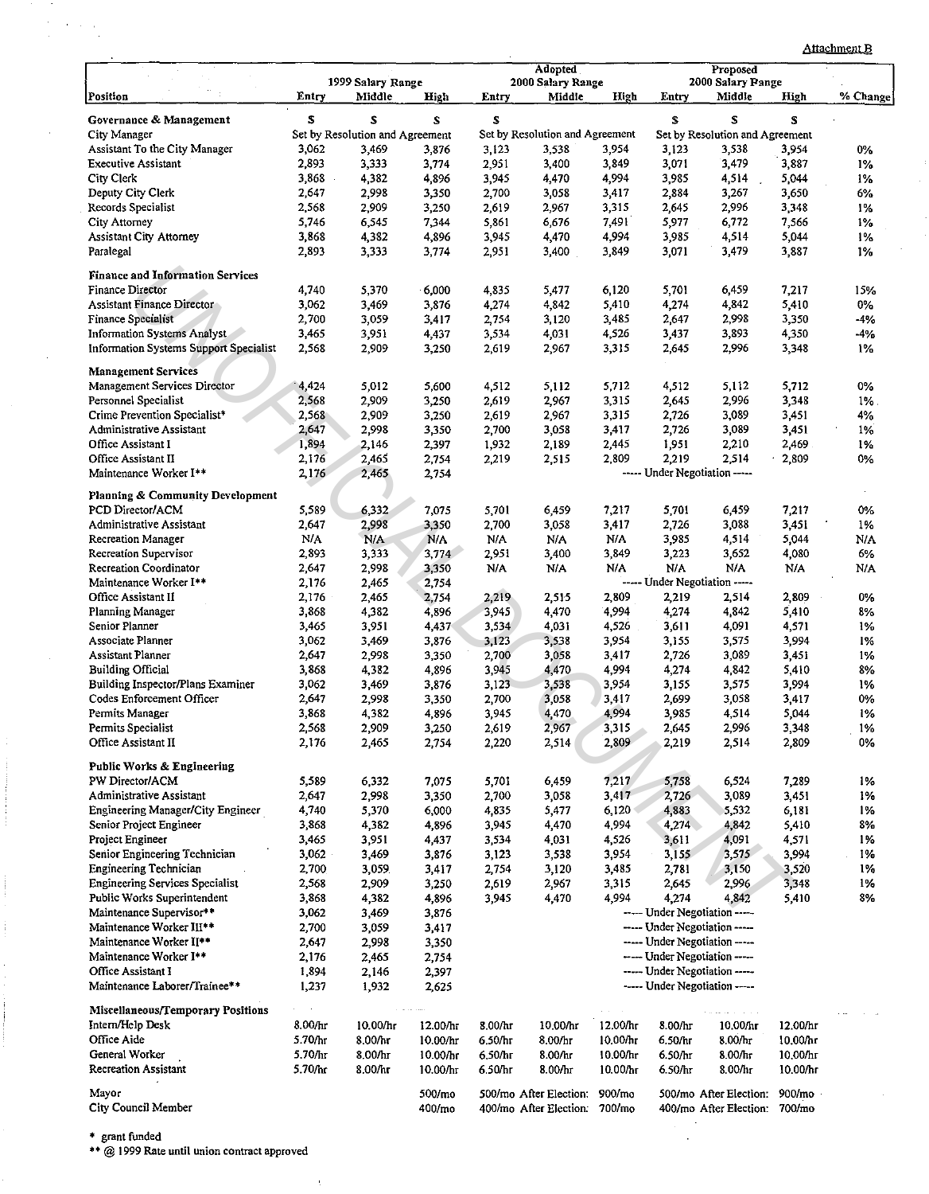Attachment B

| Position | 1999 Salary Range | | | Adopted 2000 Salary Range | | | Proposed 2000 Salary Range | | | % Change |
|---|---|---|---|---|---|---|---|---|---|---|
| | Entry | Middle | High | Entry | Middle | High | Entry | Middle | High | |
| **Governance & Management** | $ | $ | $ | $ | | | $ | $ | $ | |
| City Manager | Set by Resolution and Agreement | | | Set by Resolution and Agreement | | | Set by Resolution and Agreement | | | |
| Assistant To the City Manager | 3,062 | 3,469 | 3,876 | 3,123 | 3,538 | 3,954 | 3,123 | 3,538 | 3,954 | 0% |
| Executive Assistant | 2,893 | 3,333 | 3,774 | 2,951 | 3,400 | 3,849 | 3,071 | 3,479 | 3,887 | 1% |
| City Clerk | 3,868 | 4,382 | 4,896 | 3,945 | 4,470 | 4,994 | 3,985 | 4,514 | 5,044 | 1% |
| Deputy City Clerk | 2,647 | 2,998 | 3,350 | 2,700 | 3,058 | 3,417 | 2,884 | 3,267 | 3,650 | 6% |
| Records Specialist | 2,568 | 2,909 | 3,250 | 2,619 | 2,967 | 3,315 | 2,645 | 2,996 | 3,348 | 1% |
| City Attorney | 5,746 | 6,545 | 7,344 | 5,861 | 6,676 | 7,491 | 5,977 | 6,772 | 7,566 | 1% |
| Assistant City Attorney | 3,868 | 4,382 | 4,896 | 3,945 | 4,470 | 4,994 | 3,985 | 4,514 | 5,044 | 1% |
| Paralegal | 2,893 | 3,333 | 3,774 | 2,951 | 3,400 | 3,849 | 3,071 | 3,479 | 3,887 | 1% |
| **Finance and Information Services** | | | | | | | | | | |
| Finance Director | 4,740 | 5,370 | 6,000 | 4,835 | 5,477 | 6,120 | 5,701 | 6,459 | 7,217 | 15% |
| Assistant Finance Director | 3,062 | 3,469 | 3,876 | 4,274 | 4,842 | 5,410 | 4,274 | 4,842 | 5,410 | 0% |
| Finance Specialist | 2,700 | 3,059 | 3,417 | 2,754 | 3,120 | 3,485 | 2,647 | 2,998 | 3,350 | -4% |
| Information Systems Analyst | 3,465 | 3,951 | 4,437 | 3,534 | 4,031 | 4,526 | 3,437 | 3,893 | 4,350 | -4% |
| Information Systems Support Specialist | 2,568 | 2,909 | 3,250 | 2,619 | 2,967 | 3,315 | 2,645 | 2,996 | 3,348 | 1% |
| **Management Services** | | | | | | | | | | |
| Management Services Director | 4,424 | 5,012 | 5,600 | 4,512 | 5,112 | 5,712 | 4,512 | 5,112 | 5,712 | 0% |
| Personnel Specialist | 2,568 | 2,909 | 3,250 | 2,619 | 2,967 | 3,315 | 2,645 | 2,996 | 3,348 | 1% |
| Crime Prevention Specialist* | 2,568 | 2,909 | 3,250 | 2,619 | 2,967 | 3,315 | 2,726 | 3,089 | 3,451 | 4% |
| Administrative Assistant | 2,647 | 2,998 | 3,350 | 2,700 | 3,058 | 3,417 | 2,726 | 3,089 | 3,451 | 1% |
| Office Assistant I | 1,894 | 2,146 | 2,397 | 1,932 | 2,189 | 2,445 | 1,951 | 2,210 | 2,469 | 1% |
| Office Assistant II | 2,176 | 2,465 | 2,754 | 2,219 | 2,515 | 2,809 | 2,219 | 2,514 | 2,809 | 0% |
| Maintenance Worker I** | 2,176 | 2,465 | 2,754 | ----- Under Negotiation ----- | | | | | | |
| **Planning & Community Development** | | | | | | | | | | |
| PCD Director/ACM | 5,589 | 6,332 | 7,075 | 5,701 | 6,459 | 7,217 | 5,701 | 6,459 | 7,217 | 0% |
| Administrative Assistant | 2,647 | 2,998 | 3,350 | 2,700 | 3,058 | 3,417 | 2,726 | 3,088 | 3,451 | 1% |
| Recreation Manager | N/A | N/A | N/A | N/A | N/A | N/A | 3,985 | 4,514 | 5,044 | N/A |
| Recreation Supervisor | 2,893 | 3,333 | 3,774 | 2,951 | 3,400 | 3,849 | 3,223 | 3,652 | 4,080 | 6% |
| Recreation Coordinator | 2,647 | 2,998 | 3,350 | N/A | N/A | N/A | N/A | N/A | N/A | N/A |
| Maintenance Worker I** | 2,176 | 2,465 | 2,754 | ----- Under Negotiation ----- | | | | | | |
| Office Assistant II | 2,176 | 2,465 | 2,754 | 2,219 | 2,515 | 2,809 | 2,219 | 2,514 | 2,809 | 0% |
| Planning Manager | 3,868 | 4,382 | 4,896 | 3,945 | 4,470 | 4,994 | 4,274 | 4,842 | 5,410 | 8% |
| Senior Planner | 3,465 | 3,951 | 4,437 | 3,534 | 4,031 | 4,526 | 3,611 | 4,091 | 4,571 | 1% |
| Associate Planner | 3,062 | 3,469 | 3,876 | 3,123 | 3,538 | 3,954 | 3,155 | 3,575 | 3,994 | 1% |
| Assistant Planner | 2,647 | 2,998 | 3,350 | 2,700 | 3,058 | 3,417 | 2,726 | 3,089 | 3,451 | 1% |
| Building Official | 3,868 | 4,382 | 4,896 | 3,945 | 4,470 | 4,994 | 4,274 | 4,842 | 5,410 | 8% |
| Building Inspector/Plans Examiner | 3,062 | 3,469 | 3,876 | 3,123 | 3,538 | 3,954 | 3,155 | 3,575 | 3,994 | 1% |
| Codes Enforcement Officer | 2,647 | 2,998 | 3,350 | 2,700 | 3,058 | 3,417 | 2,699 | 3,058 | 3,417 | 0% |
| Permits Manager | 3,868 | 4,382 | 4,896 | 3,945 | 4,470 | 4,994 | 3,985 | 4,514 | 5,044 | 1% |
| Permits Specialist | 2,568 | 2,909 | 3,250 | 2,619 | 2,967 | 3,315 | 2,645 | 2,996 | 3,348 | 1% |
| Office Assistant II | 2,176 | 2,465 | 2,754 | 2,220 | 2,514 | 2,809 | 2,219 | 2,514 | 2,809 | 0% |
| **Public Works & Engineering** | | | | | | | | | | |
| PW Director/ACM | 5,589 | 6,332 | 7,075 | 5,701 | 6,459 | 7,217 | 5,758 | 6,524 | 7,289 | 1% |
| Administrative Assistant | 2,647 | 2,998 | 3,350 | 2,700 | 3,058 | 3,417 | 2,726 | 3,089 | 3,451 | 1% |
| Engineering Manager/City Engineer | 4,740 | 5,370 | 6,000 | 4,835 | 5,477 | 6,120 | 4,883 | 5,532 | 6,181 | 1% |
| Senior Project Engineer | 3,868 | 4,382 | 4,896 | 3,945 | 4,470 | 4,994 | 4,274 | 4,842 | 5,410 | 8% |
| Project Engineer | 3,465 | 3,951 | 4,437 | 3,534 | 4,031 | 4,526 | 3,611 | 4,091 | 4,571 | 1% |
| Senior Engineering Technician | 3,062 | 3,469 | 3,876 | 3,123 | 3,538 | 3,954 | 3,155 | 3,575 | 3,994 | 1% |
| Engineering Technician | 2,700 | 3,059 | 3,417 | 2,754 | 3,120 | 3,485 | 2,781 | 3,150 | 3,520 | 1% |
| Engineering Services Specialist | 2,568 | 2,909 | 3,250 | 2,619 | 2,967 | 3,315 | 2,645 | 2,996 | 3,348 | 1% |
| Public Works Superintendent | 3,868 | 4,382 | 4,896 | 3,945 | 4,470 | 4,994 | 4,274 | 4,842 | 5,410 | 8% |
| Maintenance Supervisor** | 3,062 | 3,469 | 3,876 | ----- Under Negotiation ----- | | | | | | |
| Maintenance Worker III** | 2,700 | 3,059 | 3,417 | ----- Under Negotiation ----- | | | | | | |
| Maintenance Worker II** | 2,647 | 2,998 | 3,350 | ----- Under Negotiation ----- | | | | | | |
| Maintenance Worker I** | 2,176 | 2,465 | 2,754 | ----- Under Negotiation ----- | | | | | | |
| Office Assistant I | 1,894 | 2,146 | 2,397 | ----- Under Negotiation ----- | | | | | | |
| Maintenance Laborer/Trainee** | 1,237 | 1,932 | 2,625 | ----- Under Negotiation ----- | | | | | | |
| **Miscellaneous/Temporary Positions** | | | | | | | | | | |
| Intern/Help Desk | 8.00/hr | 10.00/hr | 12.00/hr | 8.00/hr | 10.00/hr | 12.00/hr | 8.00/hr | 10.00/hr | 12.00/hr | |
| Office Aide | 5.70/hr | 8.00/hr | 10.00/hr | 6.50/hr | 8.00/hr | 10.00/hr | 6.50/hr | 8.00/hr | 10.00/hr | |
| General Worker | 5.70/hr | 8.00/hr | 10.00/hr | 6.50/hr | 8.00/hr | 10.00/hr | 6.50/hr | 8.00/hr | 10.00/hr | |
| Recreation Assistant | 5.70/hr | 8.00/hr | 10.00/hr | 6.50/hr | 8.00/hr | 10.00/hr | 6.50/hr | 8.00/hr | 10.00/hr | |
| Mayor | | | 500/mo | 500/mo | After Election: | 900/mo | 500/mo | After Election: | 900/mo | |
| City Council Member | | | 400/mo | 400/mo | After Election: | 700/mo | 400/mo | After Election: | 700/mo | |

\* grant funded

** @ 1999 Rate until union contract approved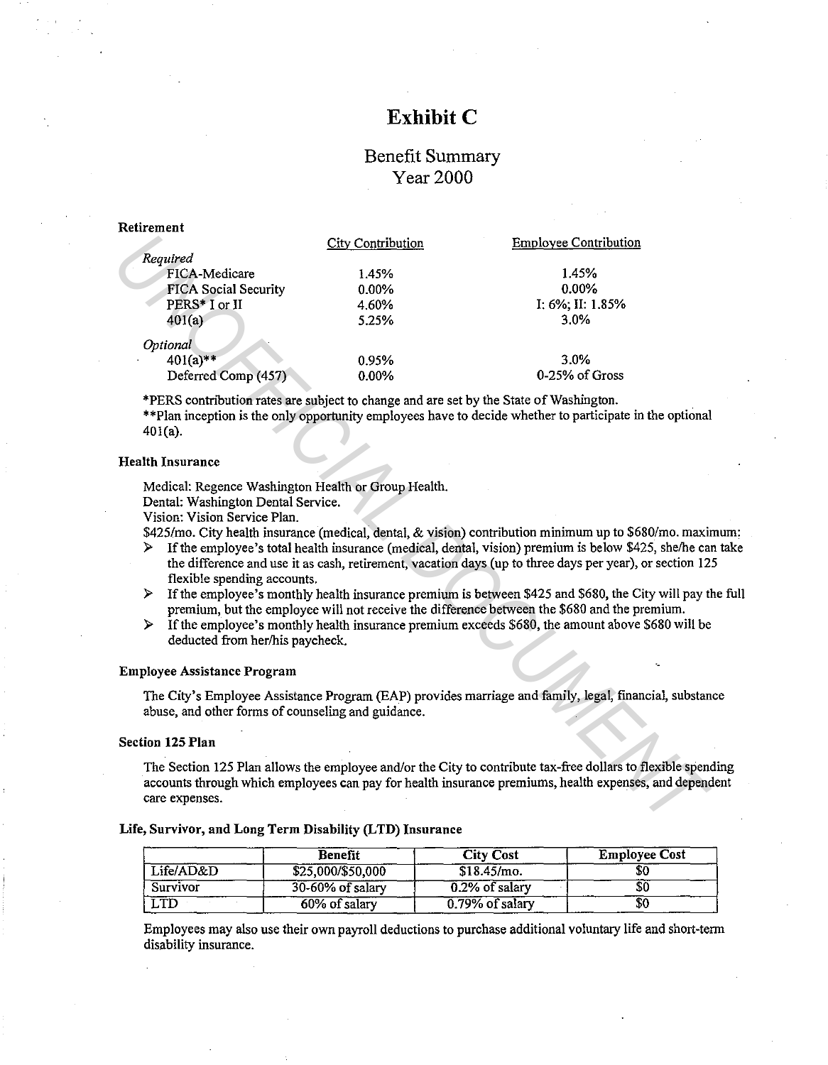# Exhibit C

## Benefit Summary
## Year 2000

**Retirement**

| | City Contribution | Employee Contribution |
|---|---|---|
| *Required* | | |
| FICA-Medicare | 1.45% | 1.45% |
| FICA Social Security | 0.00% | 0.00% |
| PERS* I or II | 4.60% | I: 6%; II: 1.85% |
| 401(a) | 5.25% | 3.0% |
| *Optional* | | |
| 401(a)** | 0.95% | 3.0% |
| Deferred Comp (457) | 0.00% | 0-25% of Gross |

*PERS contribution rates are subject to change and are set by the State of Washington.
**Plan inception is the only opportunity employees have to decide whether to participate in the optional 401(a).

**Health Insurance**

Medical: Regence Washington Health or Group Health.
Dental: Washington Dental Service.
Vision: Vision Service Plan.
$425/mo. City health insurance (medical, dental, & vision) contribution minimum up to $680/mo. maximum:

- If the employee's total health insurance (medical, dental, vision) premium is below $425, she/he can take the difference and use it as cash, retirement, vacation days (up to three days per year), or section 125 flexible spending accounts.
- If the employee's monthly health insurance premium is between $425 and $680, the City will pay the full premium, but the employee will not receive the difference between the $680 and the premium.
- If the employee's monthly health insurance premium exceeds $680, the amount above $680 will be deducted from her/his paycheck.

**Employee Assistance Program**

The City's Employee Assistance Program (EAP) provides marriage and family, legal, financial, substance abuse, and other forms of counseling and guidance.

**Section 125 Plan**

The Section 125 Plan allows the employee and/or the City to contribute tax-free dollars to flexible spending accounts through which employees can pay for health insurance premiums, health expenses, and dependent care expenses.

**Life, Survivor, and Long Term Disability (LTD) Insurance**

| | Benefit | City Cost | Employee Cost |
|---|---|---|---|
| Life/AD&D | $25,000/$50,000 | $18.45/mo. | $0 |
| Survivor | 30-60% of salary | 0.2% of salary | $0 |
| LTD | 60% of salary | 0.79% of salary | $0 |

Employees may also use their own payroll deductions to purchase additional voluntary life and short-term disability insurance.